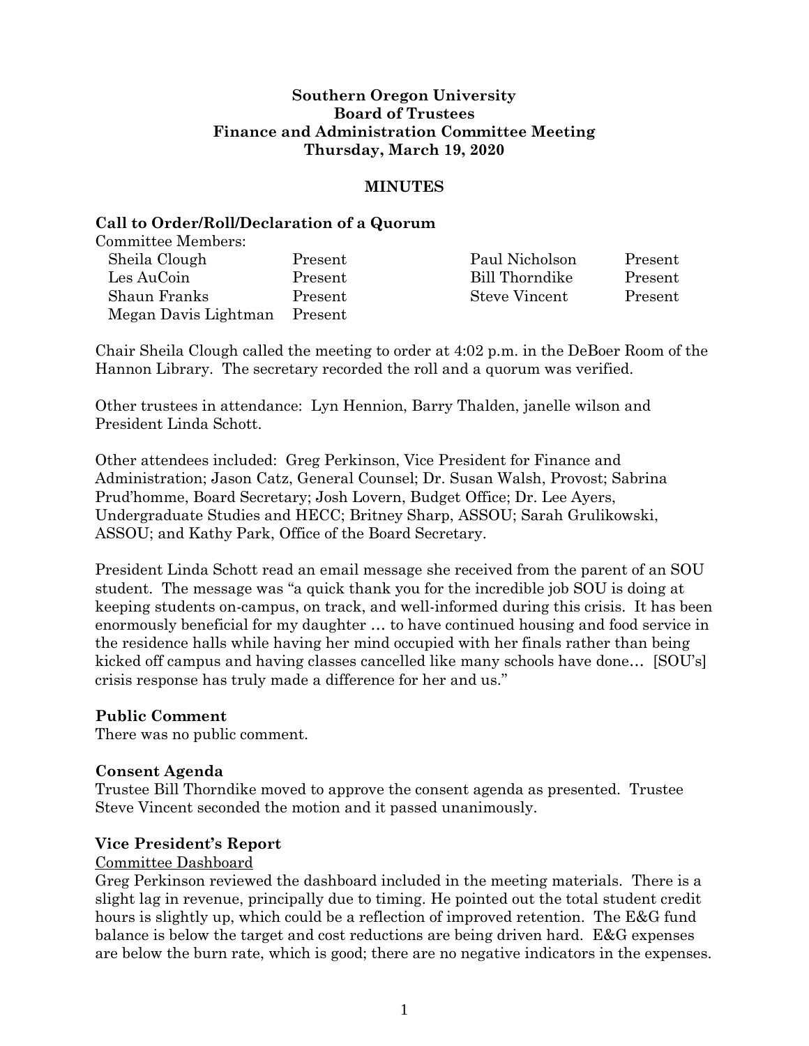**Southern Oregon University**
**Board of Trustees**
**Finance and Administration Committee Meeting**
**Thursday, March 19, 2020**

**MINUTES**

### Call to Order/Roll/Declaration of a Quorum

Committee Members:

| | | | |
|---|---|---|---|
| Sheila Clough | Present | Paul Nicholson | Present |
| Les AuCoin | Present | Bill Thorndike | Present |
| Shaun Franks | Present | Steve Vincent | Present |
| Megan Davis Lightman | Present | | |

Chair Sheila Clough called the meeting to order at 4:02 p.m. in the DeBoer Room of the Hannon Library. The secretary recorded the roll and a quorum was verified.

Other trustees in attendance: Lyn Hennion, Barry Thalden, janelle wilson and President Linda Schott.

Other attendees included: Greg Perkinson, Vice President for Finance and Administration; Jason Catz, General Counsel; Dr. Susan Walsh, Provost; Sabrina Prud'homme, Board Secretary; Josh Lovern, Budget Office; Dr. Lee Ayers, Undergraduate Studies and HECC; Britney Sharp, ASSOU; Sarah Grulikowski, ASSOU; and Kathy Park, Office of the Board Secretary.

President Linda Schott read an email message she received from the parent of an SOU student. The message was "a quick thank you for the incredible job SOU is doing at keeping students on-campus, on track, and well-informed during this crisis. It has been enormously beneficial for my daughter … to have continued housing and food service in the residence halls while having her mind occupied with her finals rather than being kicked off campus and having classes cancelled like many schools have done… [SOU's] crisis response has truly made a difference for her and us."

### Public Comment

There was no public comment.

### Consent Agenda

Trustee Bill Thorndike moved to approve the consent agenda as presented. Trustee Steve Vincent seconded the motion and it passed unanimously.

### Vice President's Report

Committee Dashboard

Greg Perkinson reviewed the dashboard included in the meeting materials. There is a slight lag in revenue, principally due to timing. He pointed out the total student credit hours is slightly up, which could be a reflection of improved retention. The E&G fund balance is below the target and cost reductions are being driven hard. E&G expenses are below the burn rate, which is good; there are no negative indicators in the expenses.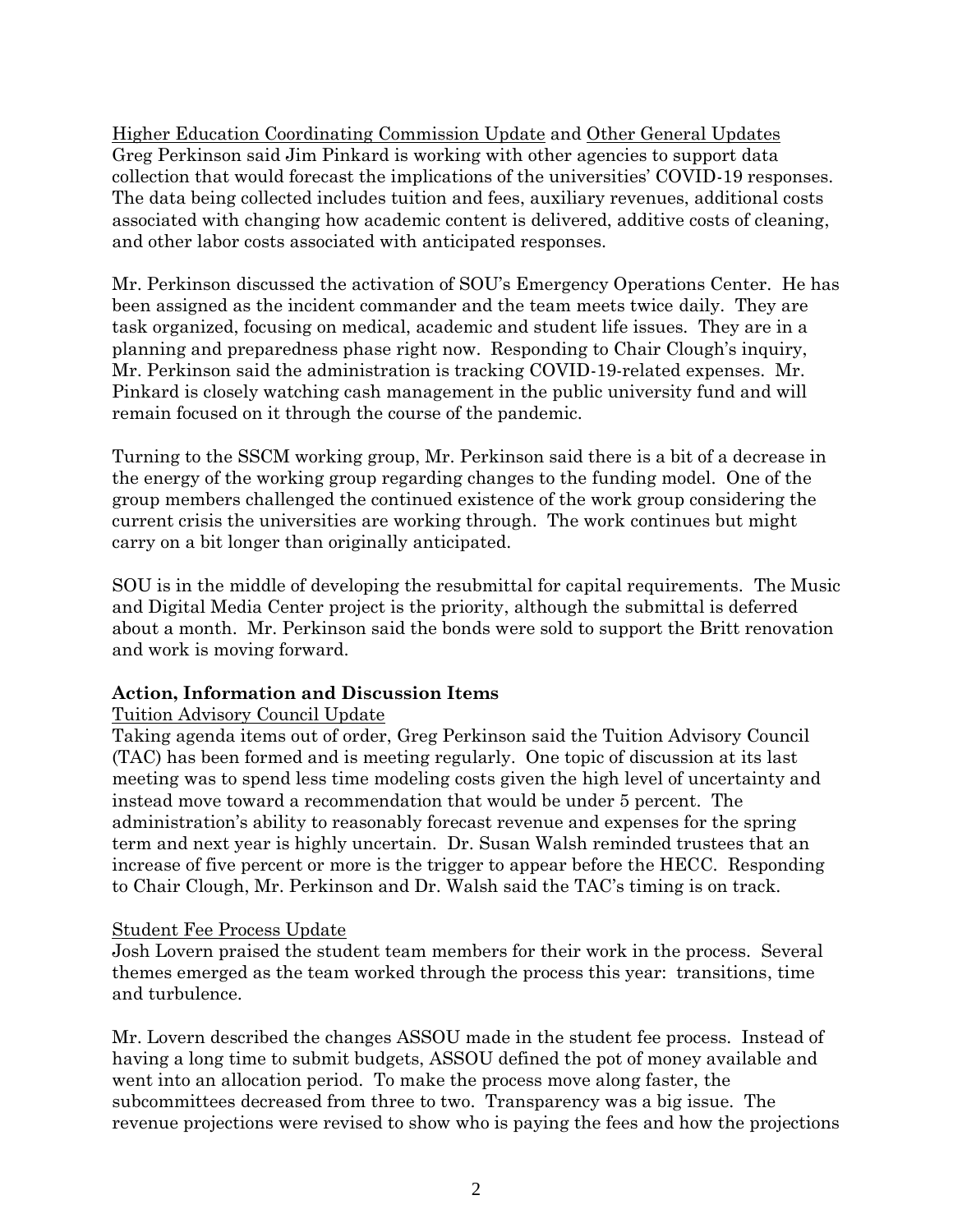Higher Education Coordinating Commission Update and Other General Updates

Greg Perkinson said Jim Pinkard is working with other agencies to support data collection that would forecast the implications of the universities' COVID-19 responses. The data being collected includes tuition and fees, auxiliary revenues, additional costs associated with changing how academic content is delivered, additive costs of cleaning, and other labor costs associated with anticipated responses.

Mr. Perkinson discussed the activation of SOU's Emergency Operations Center. He has been assigned as the incident commander and the team meets twice daily. They are task organized, focusing on medical, academic and student life issues. They are in a planning and preparedness phase right now. Responding to Chair Clough's inquiry, Mr. Perkinson said the administration is tracking COVID-19-related expenses. Mr. Pinkard is closely watching cash management in the public university fund and will remain focused on it through the course of the pandemic.

Turning to the SSCM working group, Mr. Perkinson said there is a bit of a decrease in the energy of the working group regarding changes to the funding model. One of the group members challenged the continued existence of the work group considering the current crisis the universities are working through. The work continues but might carry on a bit longer than originally anticipated.

SOU is in the middle of developing the resubmittal for capital requirements. The Music and Digital Media Center project is the priority, although the submittal is deferred about a month. Mr. Perkinson said the bonds were sold to support the Britt renovation and work is moving forward.

**Action, Information and Discussion Items**

Tuition Advisory Council Update

Taking agenda items out of order, Greg Perkinson said the Tuition Advisory Council (TAC) has been formed and is meeting regularly. One topic of discussion at its last meeting was to spend less time modeling costs given the high level of uncertainty and instead move toward a recommendation that would be under 5 percent. The administration's ability to reasonably forecast revenue and expenses for the spring term and next year is highly uncertain. Dr. Susan Walsh reminded trustees that an increase of five percent or more is the trigger to appear before the HECC. Responding to Chair Clough, Mr. Perkinson and Dr. Walsh said the TAC's timing is on track.

Student Fee Process Update

Josh Lovern praised the student team members for their work in the process. Several themes emerged as the team worked through the process this year: transitions, time and turbulence.

Mr. Lovern described the changes ASSOU made in the student fee process. Instead of having a long time to submit budgets, ASSOU defined the pot of money available and went into an allocation period. To make the process move along faster, the subcommittees decreased from three to two. Transparency was a big issue. The revenue projections were revised to show who is paying the fees and how the projections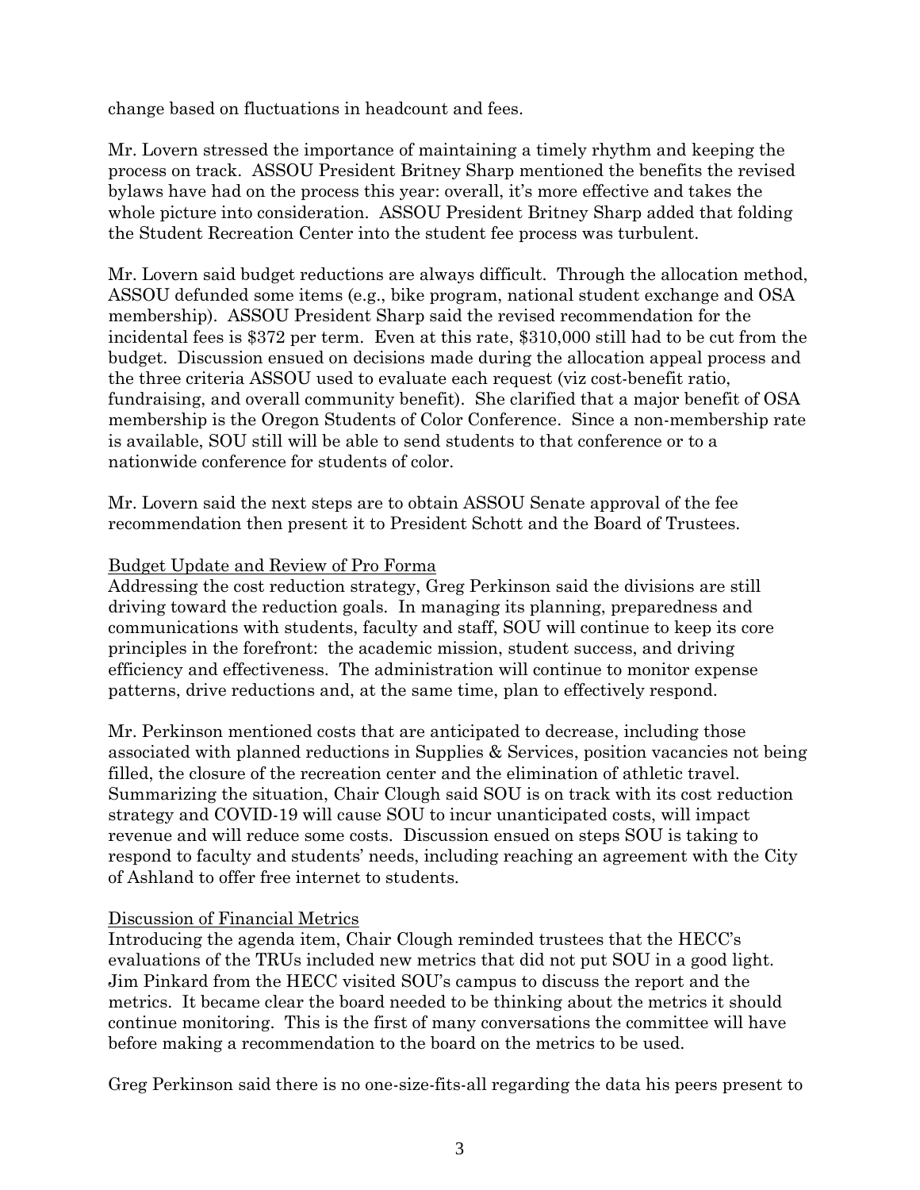change based on fluctuations in headcount and fees.

Mr. Lovern stressed the importance of maintaining a timely rhythm and keeping the process on track. ASSOU President Britney Sharp mentioned the benefits the revised bylaws have had on the process this year: overall, it's more effective and takes the whole picture into consideration. ASSOU President Britney Sharp added that folding the Student Recreation Center into the student fee process was turbulent.

Mr. Lovern said budget reductions are always difficult. Through the allocation method, ASSOU defunded some items (e.g., bike program, national student exchange and OSA membership). ASSOU President Sharp said the revised recommendation for the incidental fees is $372 per term. Even at this rate, $310,000 still had to be cut from the budget. Discussion ensued on decisions made during the allocation appeal process and the three criteria ASSOU used to evaluate each request (viz cost-benefit ratio, fundraising, and overall community benefit). She clarified that a major benefit of OSA membership is the Oregon Students of Color Conference. Since a non-membership rate is available, SOU still will be able to send students to that conference or to a nationwide conference for students of color.

Mr. Lovern said the next steps are to obtain ASSOU Senate approval of the fee recommendation then present it to President Schott and the Board of Trustees.

<u>Budget Update and Review of Pro Forma</u>

Addressing the cost reduction strategy, Greg Perkinson said the divisions are still driving toward the reduction goals. In managing its planning, preparedness and communications with students, faculty and staff, SOU will continue to keep its core principles in the forefront: the academic mission, student success, and driving efficiency and effectiveness. The administration will continue to monitor expense patterns, drive reductions and, at the same time, plan to effectively respond.

Mr. Perkinson mentioned costs that are anticipated to decrease, including those associated with planned reductions in Supplies & Services, position vacancies not being filled, the closure of the recreation center and the elimination of athletic travel. Summarizing the situation, Chair Clough said SOU is on track with its cost reduction strategy and COVID-19 will cause SOU to incur unanticipated costs, will impact revenue and will reduce some costs. Discussion ensued on steps SOU is taking to respond to faculty and students' needs, including reaching an agreement with the City of Ashland to offer free internet to students.

<u>Discussion of Financial Metrics</u>

Introducing the agenda item, Chair Clough reminded trustees that the HECC's evaluations of the TRUs included new metrics that did not put SOU in a good light. Jim Pinkard from the HECC visited SOU's campus to discuss the report and the metrics. It became clear the board needed to be thinking about the metrics it should continue monitoring. This is the first of many conversations the committee will have before making a recommendation to the board on the metrics to be used.

Greg Perkinson said there is no one-size-fits-all regarding the data his peers present to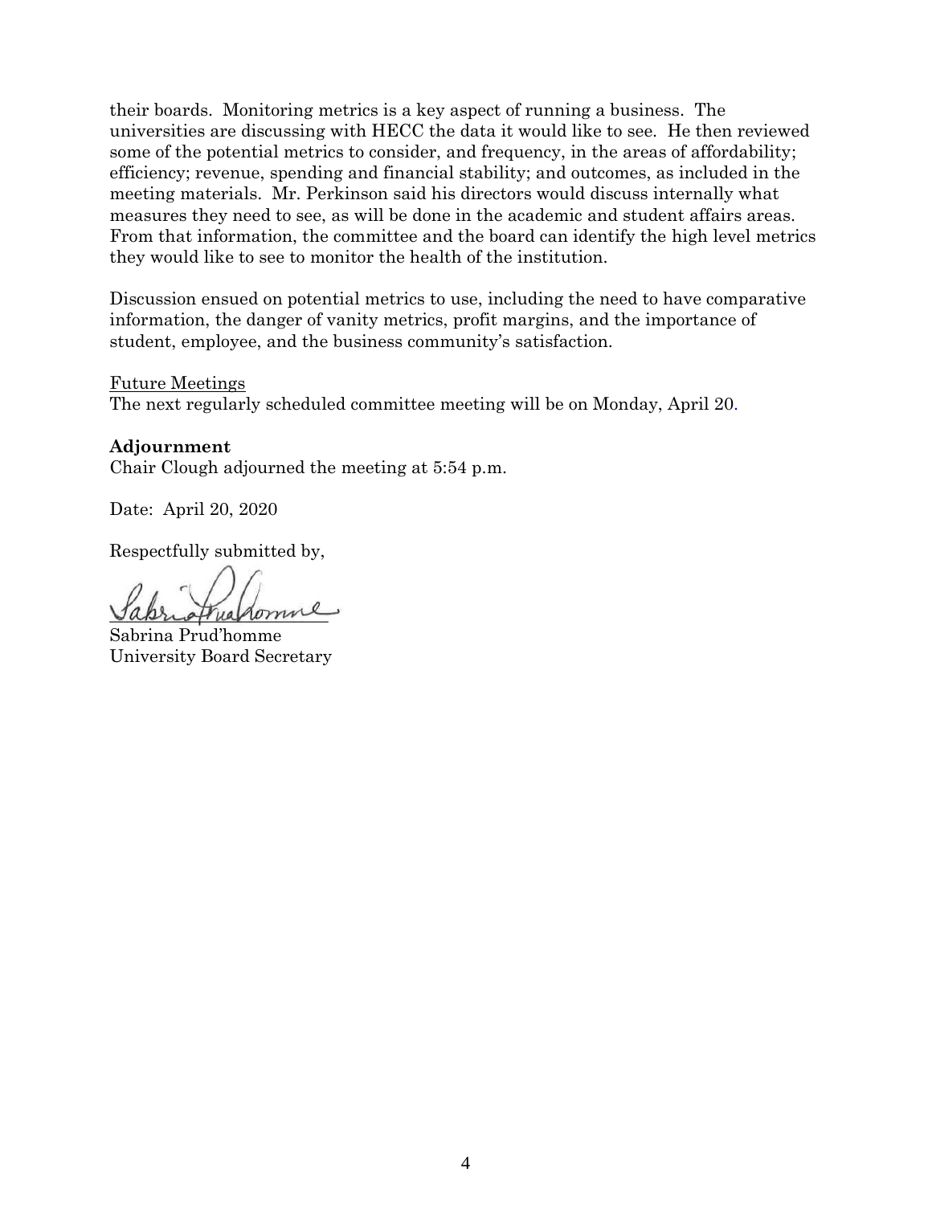their boards. Monitoring metrics is a key aspect of running a business. The universities are discussing with HECC the data it would like to see. He then reviewed some of the potential metrics to consider, and frequency, in the areas of affordability; efficiency; revenue, spending and financial stability; and outcomes, as included in the meeting materials. Mr. Perkinson said his directors would discuss internally what measures they need to see, as will be done in the academic and student affairs areas. From that information, the committee and the board can identify the high level metrics they would like to see to monitor the health of the institution.

Discussion ensued on potential metrics to use, including the need to have comparative information, the danger of vanity metrics, profit margins, and the importance of student, employee, and the business community's satisfaction.

<u>Future Meetings</u>
The next regularly scheduled committee meeting will be on Monday, April 20.

**Adjournment**
Chair Clough adjourned the meeting at 5:54 p.m.

Date: April 20, 2020

Respectfully submitted by,

Sabrina Prud'homme
University Board Secretary